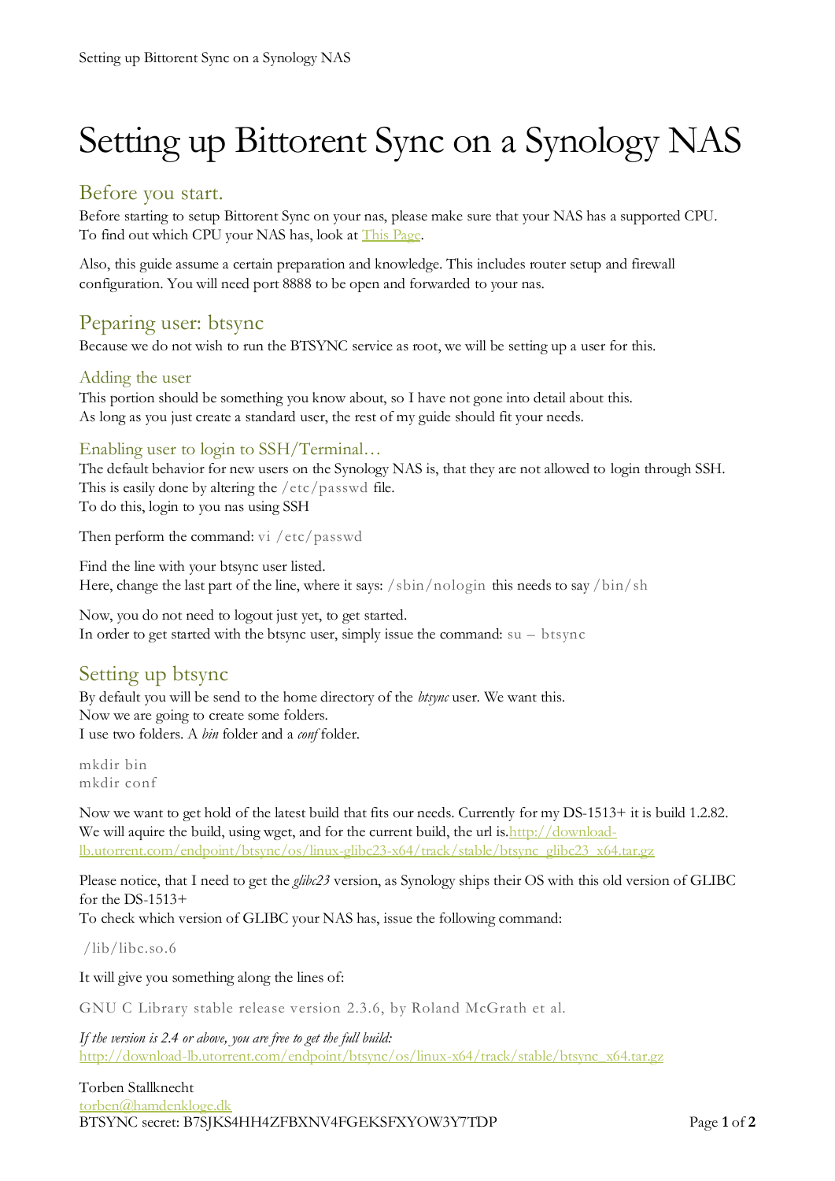# Setting up Bittorent Sync on a Synology NAS

## Before you start.

Before starting to setup Bittorent Sync on your nas, please make sure that your NAS has a supported CPU.
To find out which CPU your NAS has, look at [This Page](#).

Also, this guide assume a certain preparation and knowledge. This includes router setup and firewall configuration. You will need port 8888 to be open and forwarded to your nas.

## Peparing user: btsync

Because we do not wish to run the BTSYNC service as root, we will be setting up a user for this.

### Adding the user

This portion should be something you know about, so I have not gone into detail about this.
As long as you just create a standard user, the rest of my guide should fit your needs.

### Enabling user to login to SSH/Terminal…

The default behavior for new users on the Synology NAS is, that they are not allowed to login through SSH.
This is easily done by altering the `/etc/passwd` file.
To do this, login to you nas using SSH

Then perform the command: `vi /etc/passwd`

Find the line with your btsync user listed.
Here, change the last part of the line, where it says: `/sbin/nologin` this needs to say `/bin/sh`

Now, you do not need to logout just yet, to get started.
In order to get started with the btsync user, simply issue the command: `su – btsync`

## Setting up btsync

By default you will be send to the home directory of the *btsync* user. We want this.
Now we are going to create some folders.
I use two folders. A *bin* folder and a *conf* folder.

```
mkdir bin
mkdir conf
```

Now we want to get hold of the latest build that fits our needs. Currently for my DS-1513+ it is build 1.2.82.
We will aquire the build, using wget, and for the current build, the url is.[http://download-lb.utorrent.com/endpoint/btsync/os/linux-glibc23-x64/track/stable/btsync_glibc23_x64.tar.gz](http://download-lb.utorrent.com/endpoint/btsync/os/linux-glibc23-x64/track/stable/btsync_glibc23_x64.tar.gz)

Please notice, that I need to get the *glibc23* version, as Synology ships their OS with this old version of GLIBC for the DS-1513+
To check which version of GLIBC your NAS has, issue the following command:

```
/lib/libc.so.6
```

It will give you something along the lines of:

```
GNU C Library stable release version 2.3.6, by Roland McGrath et al.
```

*If the version is 2.4 or above, you are free to get the full build:*
[http://download-lb.utorrent.com/endpoint/btsync/os/linux-x64/track/stable/btsync_x64.tar.gz](http://download-lb.utorrent.com/endpoint/btsync/os/linux-x64/track/stable/btsync_x64.tar.gz)

Torben Stallknecht
[torben@hamdenkloge.dk](mailto:torben@hamdenkloge.dk)
BTSYNC secret: B7SJKS4HH4ZFBXNV4FGEKSFXYOW3Y7TDP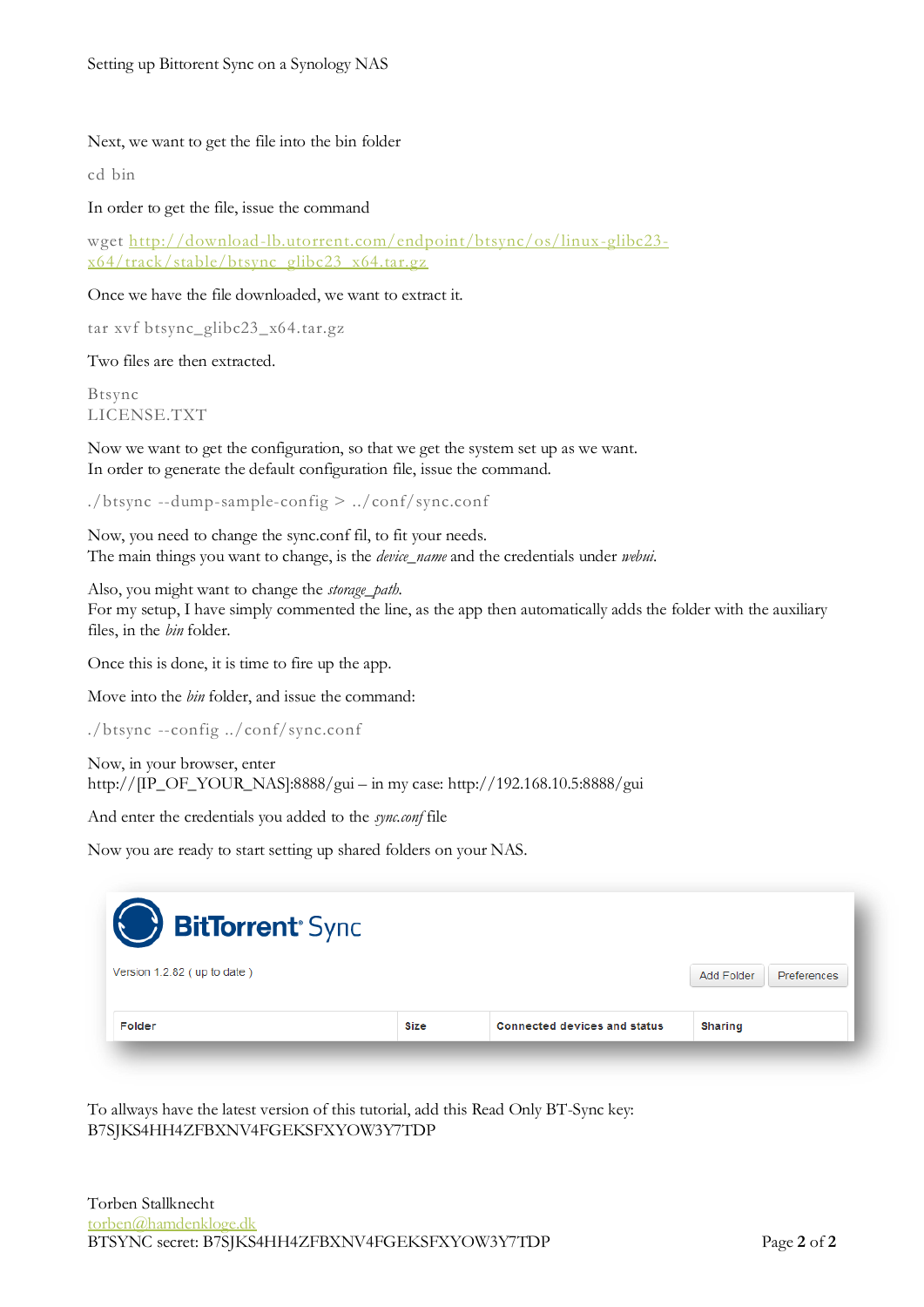Next, we want to get the file into the bin folder

```
cd bin
```

In order to get the file, issue the command

```
wget http://download-lb.utorrent.com/endpoint/btsync/os/linux-glibc23-x64/track/stable/btsync_glibc23_x64.tar.gz
```

Once we have the file downloaded, we want to extract it.

```
tar xvf btsync_glibc23_x64.tar.gz
```

Two files are then extracted.

```
Btsync
LICENSE.TXT
```

Now we want to get the configuration, so that we get the system set up as we want.
In order to generate the default configuration file, issue the command.

```
./btsync --dump-sample-config > ../conf/sync.conf
```

Now, you need to change the sync.conf fil, to fit your needs.
The main things you want to change, is the *device_name* and the credentials under *webui*.

Also, you might want to change the *storage_path*.
For my setup, I have simply commented the line, as the app then automatically adds the folder with the auxiliary files, in the *bin* folder.

Once this is done, it is time to fire up the app.

Move into the *bin* folder, and issue the command:

```
./btsync --config ../conf/sync.conf
```

Now, in your browser, enter
http://[IP_OF_YOUR_NAS]:8888/gui – in my case: http://192.168.10.5:8888/gui

And enter the credentials you added to the *sync.conf* file

Now you are ready to start setting up shared folders on your NAS.

BitTorrent Sync

Version 1.2.82 ( up to date )

Add Folder

Preferences

Folder

Size

Connected devices and status

Sharing

To allways have the latest version of this tutorial, add this Read Only BT-Sync key:
B7SJKS4HH4ZFBXNV4FGEKSFXYOW3Y7TDP

Torben Stallknecht
torben@hamdenkloge.dk
BTSYNC secret: B7SJKS4HH4ZFBXNV4FGEKSFXYOW3Y7TDP